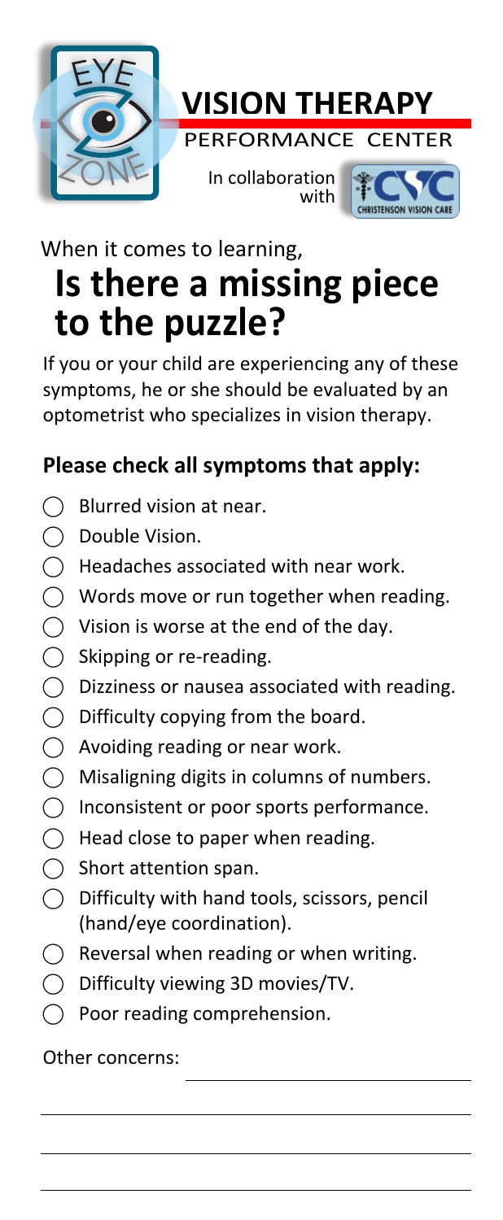EYE ZONE

# VISION THERAPY

PERFORMANCE CENTER

In collaboration with CVC CHRISTENSON VISION CARE

When it comes to learning,

# Is there a missing piece to the puzzle?

If you or your child are experiencing any of these symptoms, he or she should be evaluated by an optometrist who specializes in vision therapy.

## Please check all symptoms that apply:

- ◯ Blurred vision at near.
- ◯ Double Vision.
- ◯ Headaches associated with near work.
- ◯ Words move or run together when reading.
- ◯ Vision is worse at the end of the day.
- ◯ Skipping or re-reading.
- ◯ Dizziness or nausea associated with reading.
- ◯ Difficulty copying from the board.
- ◯ Avoiding reading or near work.
- ◯ Misaligning digits in columns of numbers.
- ◯ Inconsistent or poor sports performance.
- ◯ Head close to paper when reading.
- ◯ Short attention span.
- ◯ Difficulty with hand tools, scissors, pencil (hand/eye coordination).
- ◯ Reversal when reading or when writing.
- ◯ Difficulty viewing 3D movies/TV.
- ◯ Poor reading comprehension.

Other concerns: \_\_\_\_\_\_\_\_\_\_\_\_\_\_\_\_\_\_\_\_\_\_\_\_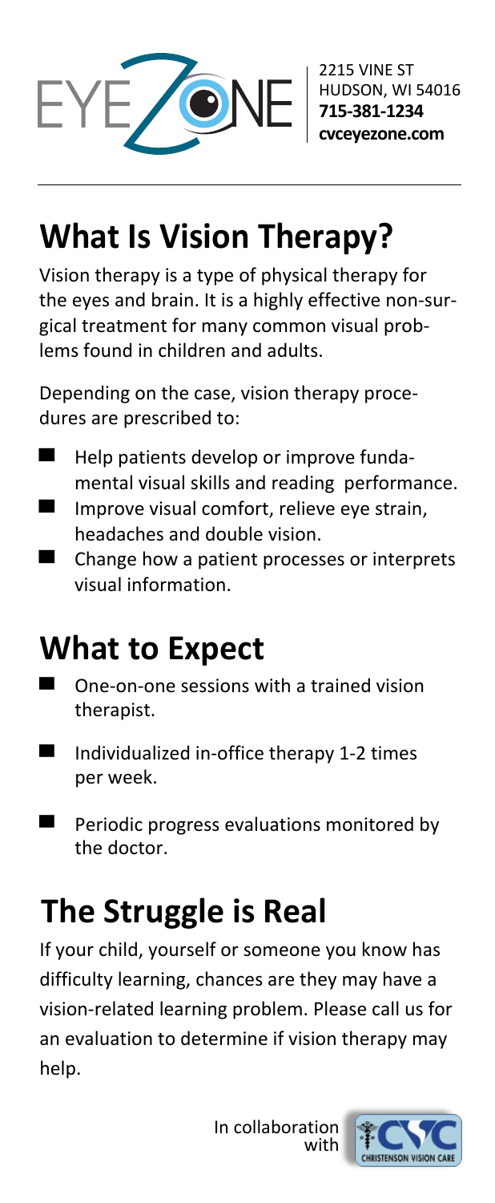EYE ZONE

2215 VINE ST
HUDSON, WI 54016
**715-381-1234**
**cvceyezone.com**

# What Is Vision Therapy?

Vision therapy is a type of physical therapy for the eyes and brain. It is a highly effective non-surgical treatment for many common visual problems found in children and adults.

Depending on the case, vision therapy procedures are prescribed to:

- Help patients develop or improve fundamental visual skills and reading performance.
- Improve visual comfort, relieve eye strain, headaches and double vision.
- Change how a patient processes or interprets visual information.

# What to Expect

- One-on-one sessions with a trained vision therapist.
- Individualized in-office therapy 1-2 times per week.
- Periodic progress evaluations monitored by the doctor.

# The Struggle is Real

If your child, yourself or someone you know has difficulty learning, chances are they may have a vision-related learning problem. Please call us for an evaluation to determine if vision therapy may help.

In collaboration with

CVC CHRISTENSON VISION CARE